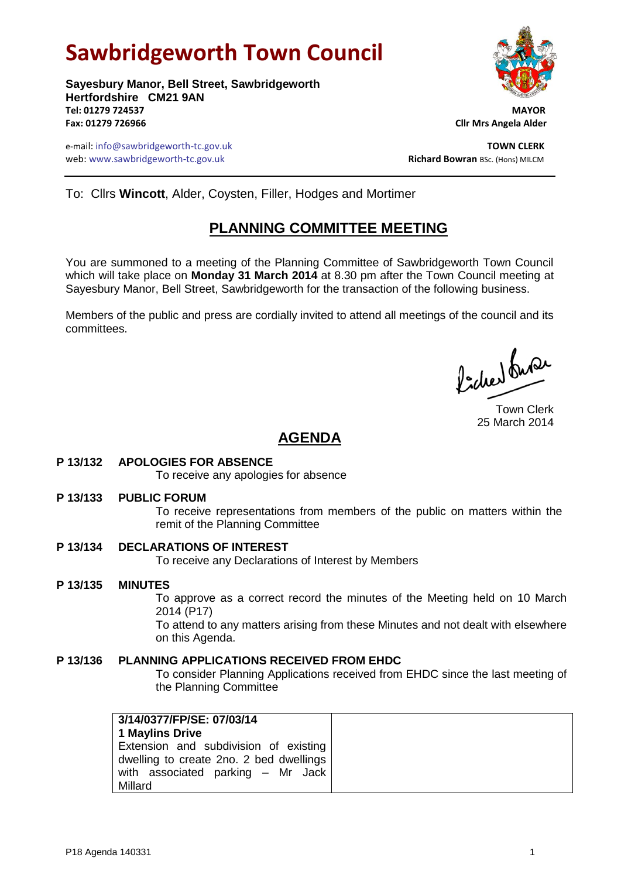# Sawbridgeworth Town Council

**Sayesbury Manor, Bell Street, Sawbridgeworth**
**Hertfordshire CM21 9AN**
**Tel: 01279 724537**
**Fax: 01279 726966**

e-mail: info@sawbridgeworth-tc.gov.uk
web: www.sawbridgeworth-tc.gov.uk

**MAYOR**
**Cllr Mrs Angela Alder**

**TOWN CLERK**
**Richard Bowran** BSc. (Hons) MILCM

To: Cllrs **Wincott**, Alder, Coysten, Filler, Hodges and Mortimer

## PLANNING COMMITTEE MEETING

You are summoned to a meeting of the Planning Committee of Sawbridgeworth Town Council which will take place on **Monday 31 March 2014** at 8.30 pm after the Town Council meeting at Sayesbury Manor, Bell Street, Sawbridgeworth for the transaction of the following business.

Members of the public and press are cordially invited to attend all meetings of the council and its committees.

Town Clerk
25 March 2014

## AGENDA

**P 13/132 APOLOGIES FOR ABSENCE**
To receive any apologies for absence

**P 13/133 PUBLIC FORUM**
To receive representations from members of the public on matters within the remit of the Planning Committee

**P 13/134 DECLARATIONS OF INTEREST**
To receive any Declarations of Interest by Members

**P 13/135 MINUTES**
To approve as a correct record the minutes of the Meeting held on 10 March 2014 (P17)
To attend to any matters arising from these Minutes and not dealt with elsewhere on this Agenda.

**P 13/136 PLANNING APPLICATIONS RECEIVED FROM EHDC**
To consider Planning Applications received from EHDC since the last meeting of the Planning Committee

| | |
|---|---|
| **3/14/0377/FP/SE: 07/03/14**<br>**1 Maylins Drive**<br>Extension and subdivision of existing dwelling to create 2no. 2 bed dwellings with associated parking – Mr Jack Millard | |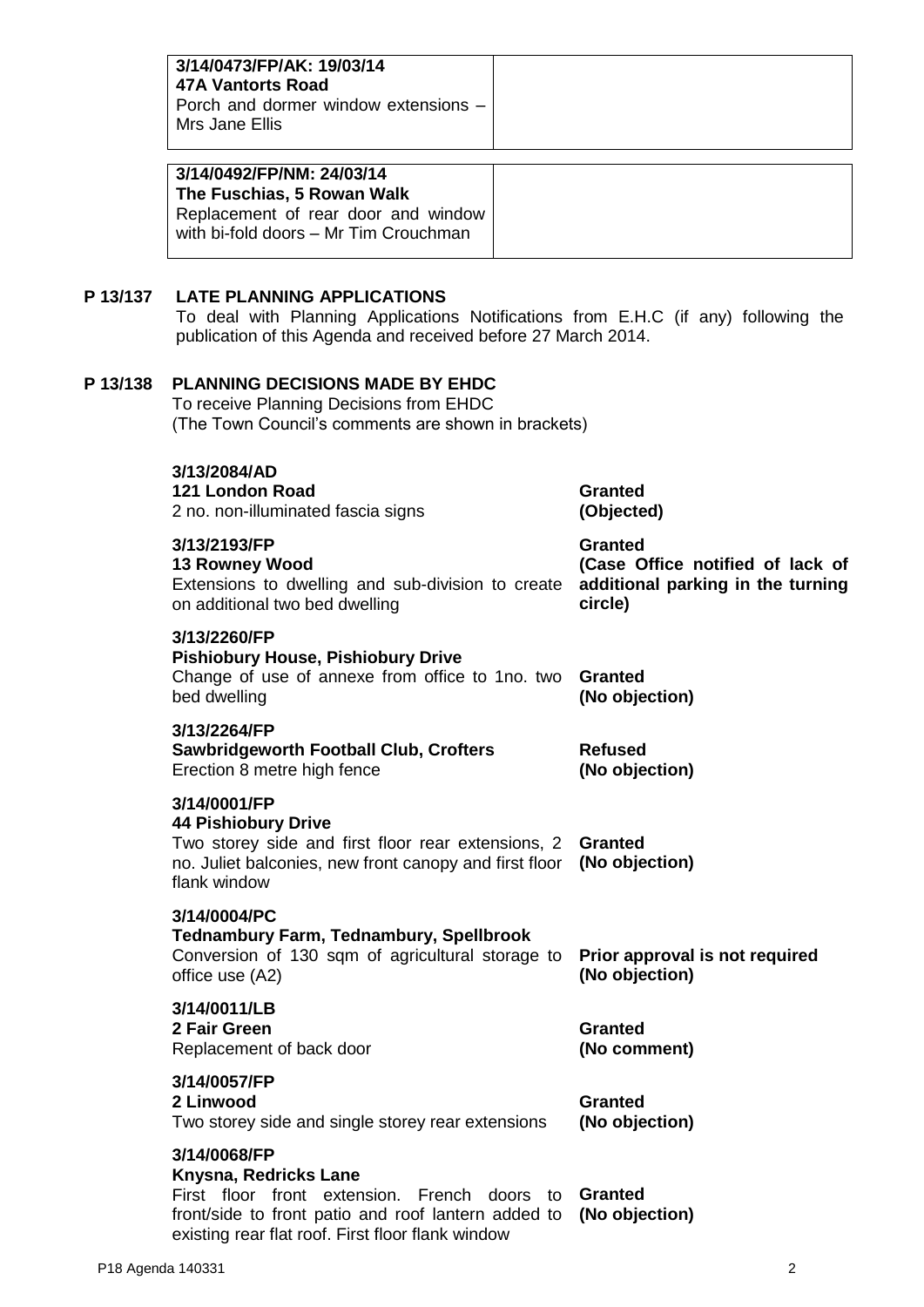| 3/14/0473/FP/AK: 19/03/14<br>**47A Vantorts Road**<br>Porch and dormer window extensions – Mrs Jane Ellis | |
|---|---|

| 3/14/0492/FP/NM: 24/03/14<br>**The Fuschias, 5 Rowan Walk**<br>Replacement of rear door and window with bi-fold doors – Mr Tim Crouchman | |
|---|---|

**P 13/137 LATE PLANNING APPLICATIONS**

To deal with Planning Applications Notifications from E.H.C (if any) following the publication of this Agenda and received before 27 March 2014.

**P 13/138 PLANNING DECISIONS MADE BY EHDC**

To receive Planning Decisions from EHDC
(The Town Council's comments are shown in brackets)

| Application | Decision |
|---|---|
| **3/13/2084/AD**<br>**121 London Road**<br>2 no. non-illuminated fascia signs | **Granted**<br>**(Objected)** |
| **3/13/2193/FP**<br>**13 Rowney Wood**<br>Extensions to dwelling and sub-division to create on additional two bed dwelling | **Granted**<br>**(Case Office notified of lack of additional parking in the turning circle)** |
| **3/13/2260/FP**<br>**Pishiobury House, Pishiobury Drive**<br>Change of use of annexe from office to 1no. two bed dwelling | **Granted**<br>**(No objection)** |
| **3/13/2264/FP**<br>**Sawbridgeworth Football Club, Crofters**<br>Erection 8 metre high fence | **Refused**<br>**(No objection)** |
| **3/14/0001/FP**<br>**44 Pishiobury Drive**<br>Two storey side and first floor rear extensions, 2 no. Juliet balconies, new front canopy and first floor flank window | **Granted**<br>**(No objection)** |
| **3/14/0004/PC**<br>**Tednambury Farm, Tednambury, Spellbrook**<br>Conversion of 130 sqm of agricultural storage to office use (A2) | **Prior approval is not required**<br>**(No objection)** |
| **3/14/0011/LB**<br>**2 Fair Green**<br>Replacement of back door | **Granted**<br>**(No comment)** |
| **3/14/0057/FP**<br>**2 Linwood**<br>Two storey side and single storey rear extensions | **Granted**<br>**(No objection)** |
| **3/14/0068/FP**<br>**Knysna, Redricks Lane**<br>First floor front extension. French doors to front/side to front patio and roof lantern added to existing rear flat roof. First floor flank window | **Granted**<br>**(No objection)** |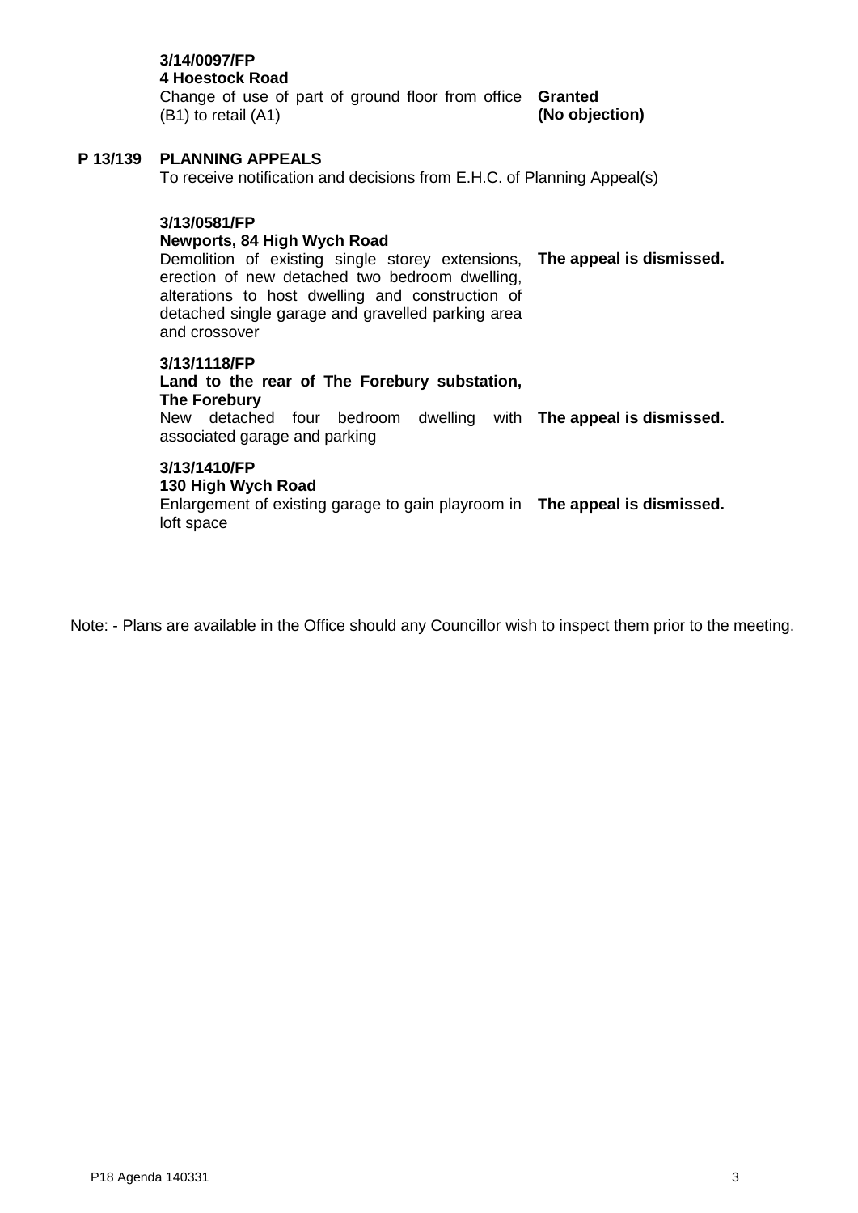**3/14/0097/FP**
**4 Hoestock Road**
Change of use of part of ground floor from office (B1) to retail (A1) — **Granted (No objection)**

**P 13/139 PLANNING APPEALS**

To receive notification and decisions from E.H.C. of Planning Appeal(s)

**3/13/0581/FP**
**Newports, 84 High Wych Road**
Demolition of existing single storey extensions, erection of new detached two bedroom dwelling, alterations to host dwelling and construction of detached single garage and gravelled parking area and crossover — **The appeal is dismissed.**

**3/13/1118/FP**
**Land to the rear of The Forebury substation, The Forebury**
New detached four bedroom dwelling with associated garage and parking — **The appeal is dismissed.**

**3/13/1410/FP**
**130 High Wych Road**
Enlargement of existing garage to gain playroom in loft space — **The appeal is dismissed.**

Note: - Plans are available in the Office should any Councillor wish to inspect them prior to the meeting.